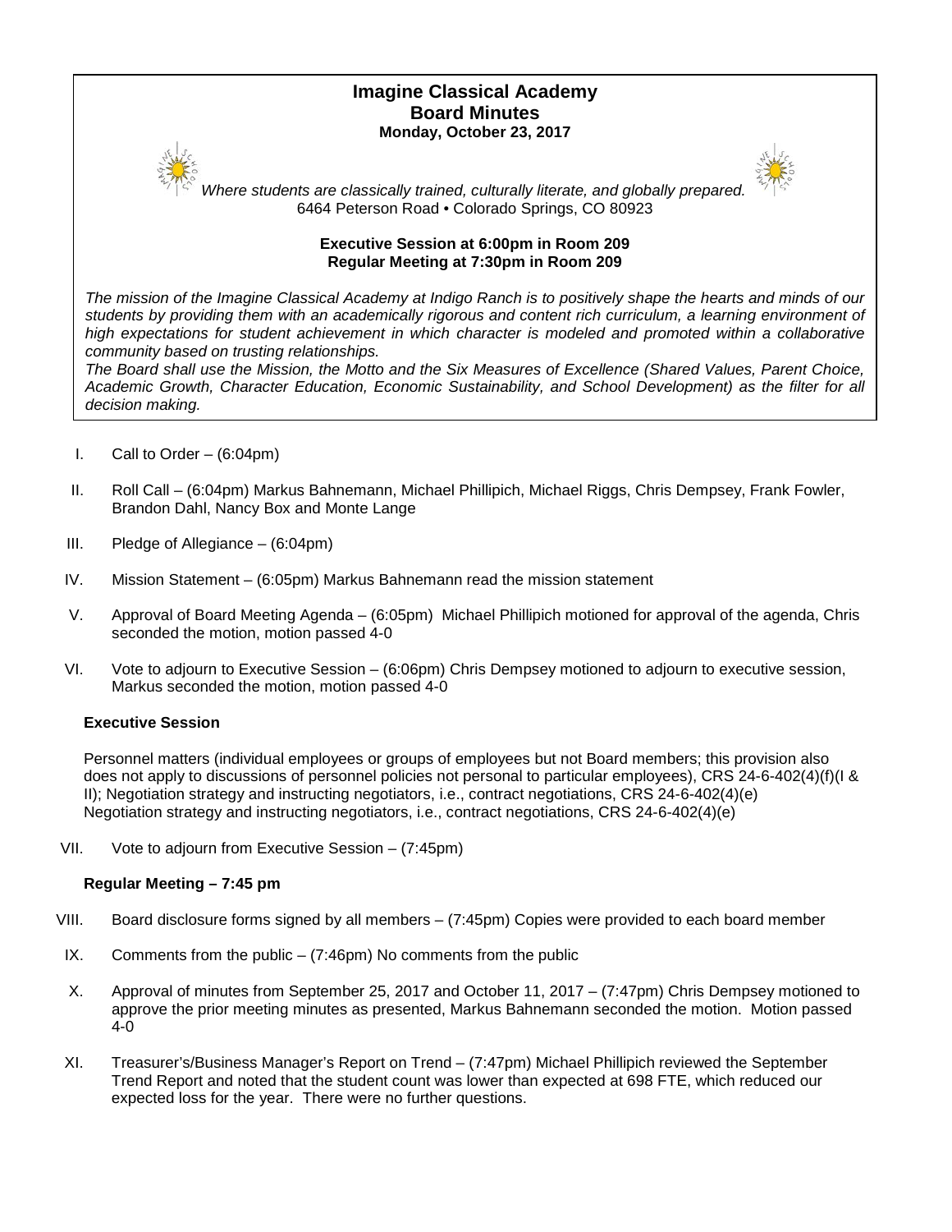# Imagine Classical Academy
## Board Minutes
**Monday, October 23, 2017**

*Where students are classically trained, culturally literate, and globally prepared.*
6464 Peterson Road • Colorado Springs, CO 80923

**Executive Session at 6:00pm in Room 209**
**Regular Meeting at 7:30pm in Room 209**

*The mission of the Imagine Classical Academy at Indigo Ranch is to positively shape the hearts and minds of our students by providing them with an academically rigorous and content rich curriculum, a learning environment of high expectations for student achievement in which character is modeled and promoted within a collaborative community based on trusting relationships.*
*The Board shall use the Mission, the Motto and the Six Measures of Excellence (Shared Values, Parent Choice, Academic Growth, Character Education, Economic Sustainability, and School Development) as the filter for all decision making.*

I. Call to Order – (6:04pm)

II. Roll Call – (6:04pm) Markus Bahnemann, Michael Phillipich, Michael Riggs, Chris Dempsey, Frank Fowler, Brandon Dahl, Nancy Box and Monte Lange

III. Pledge of Allegiance – (6:04pm)

IV. Mission Statement – (6:05pm) Markus Bahnemann read the mission statement

V. Approval of Board Meeting Agenda – (6:05pm) Michael Phillipich motioned for approval of the agenda, Chris seconded the motion, motion passed 4-0

VI. Vote to adjourn to Executive Session – (6:06pm) Chris Dempsey motioned to adjourn to executive session, Markus seconded the motion, motion passed 4-0

**Executive Session**

Personnel matters (individual employees or groups of employees but not Board members; this provision also does not apply to discussions of personnel policies not personal to particular employees), CRS 24-6-402(4)(f)(I & II); Negotiation strategy and instructing negotiators, i.e., contract negotiations, CRS 24-6-402(4)(e)
Negotiation strategy and instructing negotiators, i.e., contract negotiations, CRS 24-6-402(4)(e)

VII. Vote to adjourn from Executive Session – (7:45pm)

**Regular Meeting – 7:45 pm**

VIII. Board disclosure forms signed by all members – (7:45pm) Copies were provided to each board member

IX. Comments from the public – (7:46pm) No comments from the public

X. Approval of minutes from September 25, 2017 and October 11, 2017 – (7:47pm) Chris Dempsey motioned to approve the prior meeting minutes as presented, Markus Bahnemann seconded the motion. Motion passed 4-0

XI. Treasurer's/Business Manager's Report on Trend – (7:47pm) Michael Phillipich reviewed the September Trend Report and noted that the student count was lower than expected at 698 FTE, which reduced our expected loss for the year. There were no further questions.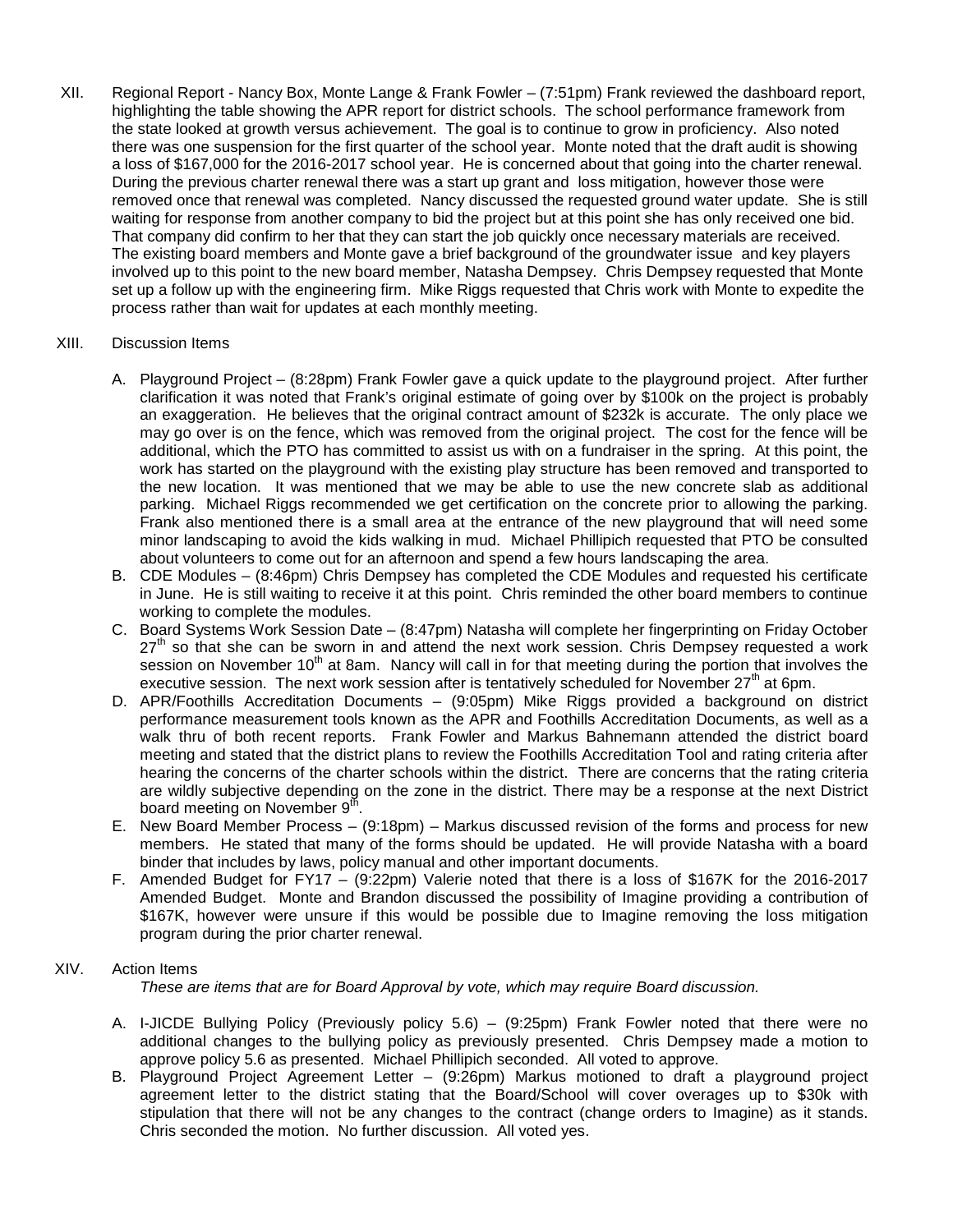XII. Regional Report - Nancy Box, Monte Lange & Frank Fowler – (7:51pm) Frank reviewed the dashboard report, highlighting the table showing the APR report for district schools. The school performance framework from the state looked at growth versus achievement. The goal is to continue to grow in proficiency. Also noted there was one suspension for the first quarter of the school year. Monte noted that the draft audit is showing a loss of $167,000 for the 2016-2017 school year. He is concerned about that going into the charter renewal. During the previous charter renewal there was a start up grant and loss mitigation, however those were removed once that renewal was completed. Nancy discussed the requested ground water update. She is still waiting for response from another company to bid the project but at this point she has only received one bid. That company did confirm to her that they can start the job quickly once necessary materials are received. The existing board members and Monte gave a brief background of the groundwater issue and key players involved up to this point to the new board member, Natasha Dempsey. Chris Dempsey requested that Monte set up a follow up with the engineering firm. Mike Riggs requested that Chris work with Monte to expedite the process rather than wait for updates at each monthly meeting.

XIII. Discussion Items

A. Playground Project – (8:28pm) Frank Fowler gave a quick update to the playground project. After further clarification it was noted that Frank's original estimate of going over by $100k on the project is probably an exaggeration. He believes that the original contract amount of $232k is accurate. The only place we may go over is on the fence, which was removed from the original project. The cost for the fence will be additional, which the PTO has committed to assist us with on a fundraiser in the spring. At this point, the work has started on the playground with the existing play structure has been removed and transported to the new location. It was mentioned that we may be able to use the new concrete slab as additional parking. Michael Riggs recommended we get certification on the concrete prior to allowing the parking. Frank also mentioned there is a small area at the entrance of the new playground that will need some minor landscaping to avoid the kids walking in mud. Michael Phillipich requested that PTO be consulted about volunteers to come out for an afternoon and spend a few hours landscaping the area.

B. CDE Modules – (8:46pm) Chris Dempsey has completed the CDE Modules and requested his certificate in June. He is still waiting to receive it at this point. Chris reminded the other board members to continue working to complete the modules.

C. Board Systems Work Session Date – (8:47pm) Natasha will complete her fingerprinting on Friday October 27th so that she can be sworn in and attend the next work session. Chris Dempsey requested a work session on November 10th at 8am. Nancy will call in for that meeting during the portion that involves the executive session. The next work session after is tentatively scheduled for November 27th at 6pm.

D. APR/Foothills Accreditation Documents – (9:05pm) Mike Riggs provided a background on district performance measurement tools known as the APR and Foothills Accreditation Documents, as well as a walk thru of both recent reports. Frank Fowler and Markus Bahnemann attended the district board meeting and stated that the district plans to review the Foothills Accreditation Tool and rating criteria after hearing the concerns of the charter schools within the district. There are concerns that the rating criteria are wildly subjective depending on the zone in the district. There may be a response at the next District board meeting on November 9th.

E. New Board Member Process – (9:18pm) – Markus discussed revision of the forms and process for new members. He stated that many of the forms should be updated. He will provide Natasha with a board binder that includes by laws, policy manual and other important documents.

F. Amended Budget for FY17 – (9:22pm) Valerie noted that there is a loss of $167K for the 2016-2017 Amended Budget. Monte and Brandon discussed the possibility of Imagine providing a contribution of $167K, however were unsure if this would be possible due to Imagine removing the loss mitigation program during the prior charter renewal.

XIV. Action Items

*These are items that are for Board Approval by vote, which may require Board discussion.*

A. I-JICDE Bullying Policy (Previously policy 5.6) – (9:25pm) Frank Fowler noted that there were no additional changes to the bullying policy as previously presented. Chris Dempsey made a motion to approve policy 5.6 as presented. Michael Phillipich seconded. All voted to approve.

B. Playground Project Agreement Letter – (9:26pm) Markus motioned to draft a playground project agreement letter to the district stating that the Board/School will cover overages up to $30k with stipulation that there will not be any changes to the contract (change orders to Imagine) as it stands. Chris seconded the motion. No further discussion. All voted yes.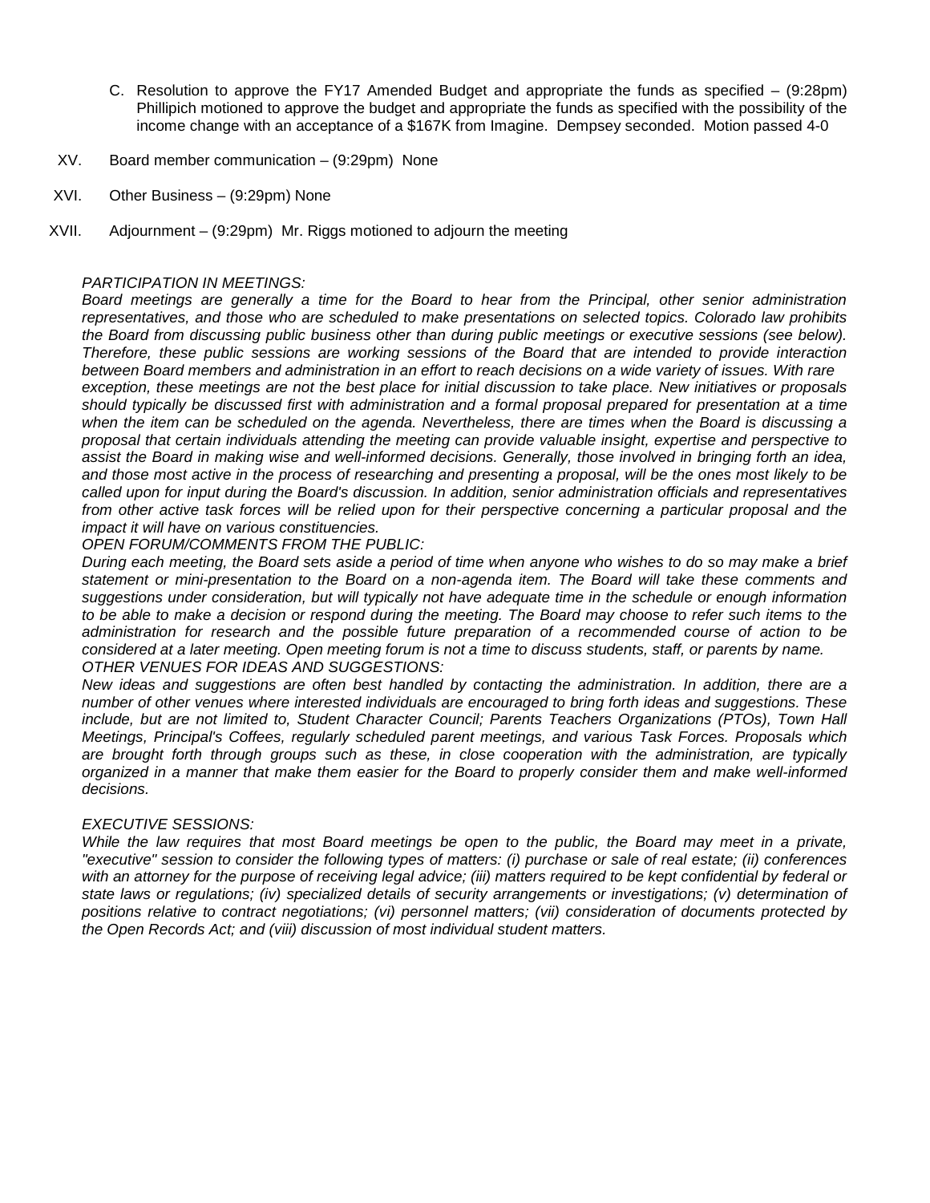C. Resolution to approve the FY17 Amended Budget and appropriate the funds as specified – (9:28pm) Phillipich motioned to approve the budget and appropriate the funds as specified with the possibility of the income change with an acceptance of a $167K from Imagine. Dempsey seconded. Motion passed 4-0

XV. Board member communication – (9:29pm) None

XVI. Other Business – (9:29pm) None

XVII. Adjournment – (9:29pm) Mr. Riggs motioned to adjourn the meeting

*PARTICIPATION IN MEETINGS:*

*Board meetings are generally a time for the Board to hear from the Principal, other senior administration representatives, and those who are scheduled to make presentations on selected topics. Colorado law prohibits the Board from discussing public business other than during public meetings or executive sessions (see below). Therefore, these public sessions are working sessions of the Board that are intended to provide interaction between Board members and administration in an effort to reach decisions on a wide variety of issues. With rare exception, these meetings are not the best place for initial discussion to take place. New initiatives or proposals should typically be discussed first with administration and a formal proposal prepared for presentation at a time when the item can be scheduled on the agenda. Nevertheless, there are times when the Board is discussing a proposal that certain individuals attending the meeting can provide valuable insight, expertise and perspective to assist the Board in making wise and well-informed decisions. Generally, those involved in bringing forth an idea, and those most active in the process of researching and presenting a proposal, will be the ones most likely to be called upon for input during the Board's discussion. In addition, senior administration officials and representatives from other active task forces will be relied upon for their perspective concerning a particular proposal and the impact it will have on various constituencies.*

*OPEN FORUM/COMMENTS FROM THE PUBLIC:*

*During each meeting, the Board sets aside a period of time when anyone who wishes to do so may make a brief statement or mini-presentation to the Board on a non-agenda item. The Board will take these comments and suggestions under consideration, but will typically not have adequate time in the schedule or enough information to be able to make a decision or respond during the meeting. The Board may choose to refer such items to the administration for research and the possible future preparation of a recommended course of action to be considered at a later meeting. Open meeting forum is not a time to discuss students, staff, or parents by name.*

*OTHER VENUES FOR IDEAS AND SUGGESTIONS:*

*New ideas and suggestions are often best handled by contacting the administration. In addition, there are a number of other venues where interested individuals are encouraged to bring forth ideas and suggestions. These include, but are not limited to, Student Character Council; Parents Teachers Organizations (PTOs), Town Hall Meetings, Principal's Coffees, regularly scheduled parent meetings, and various Task Forces. Proposals which are brought forth through groups such as these, in close cooperation with the administration, are typically organized in a manner that make them easier for the Board to properly consider them and make well-informed decisions.*

*EXECUTIVE SESSIONS:*

*While the law requires that most Board meetings be open to the public, the Board may meet in a private, "executive" session to consider the following types of matters: (i) purchase or sale of real estate; (ii) conferences with an attorney for the purpose of receiving legal advice; (iii) matters required to be kept confidential by federal or state laws or regulations; (iv) specialized details of security arrangements or investigations; (v) determination of positions relative to contract negotiations; (vi) personnel matters; (vii) consideration of documents protected by the Open Records Act; and (viii) discussion of most individual student matters.*